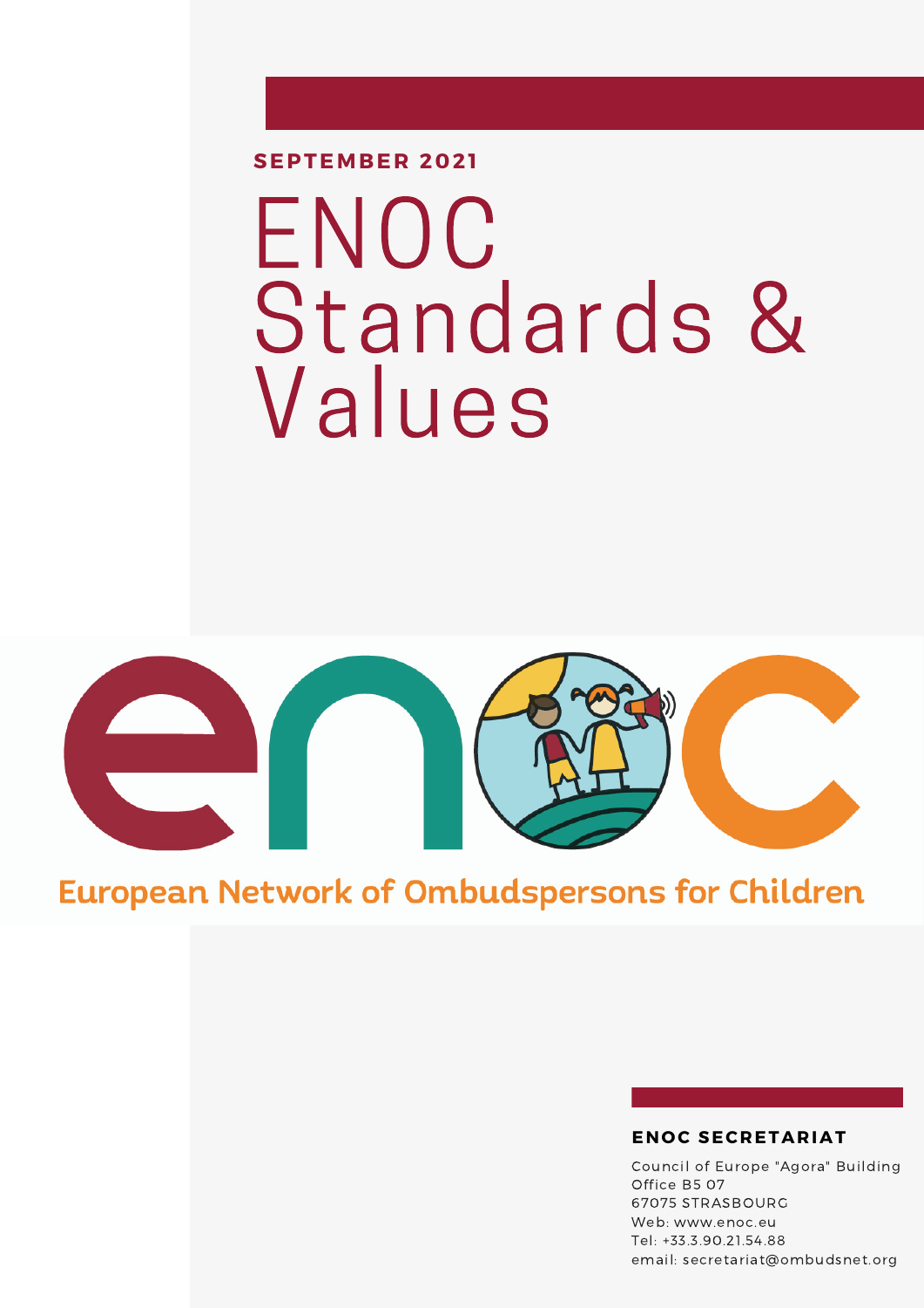**SEPTEMBER 2021**

# ENOC Standards & Values

European Network of Ombudspersons for Children

**ENOC SECRETARIAT**

Council of Europe "Agora" Building
Office B5 07
67075 STRASBOURG
Web: www.enoc.eu
Tel: +33.3.90.21.54.88
email: secretariat@ombudsnet.org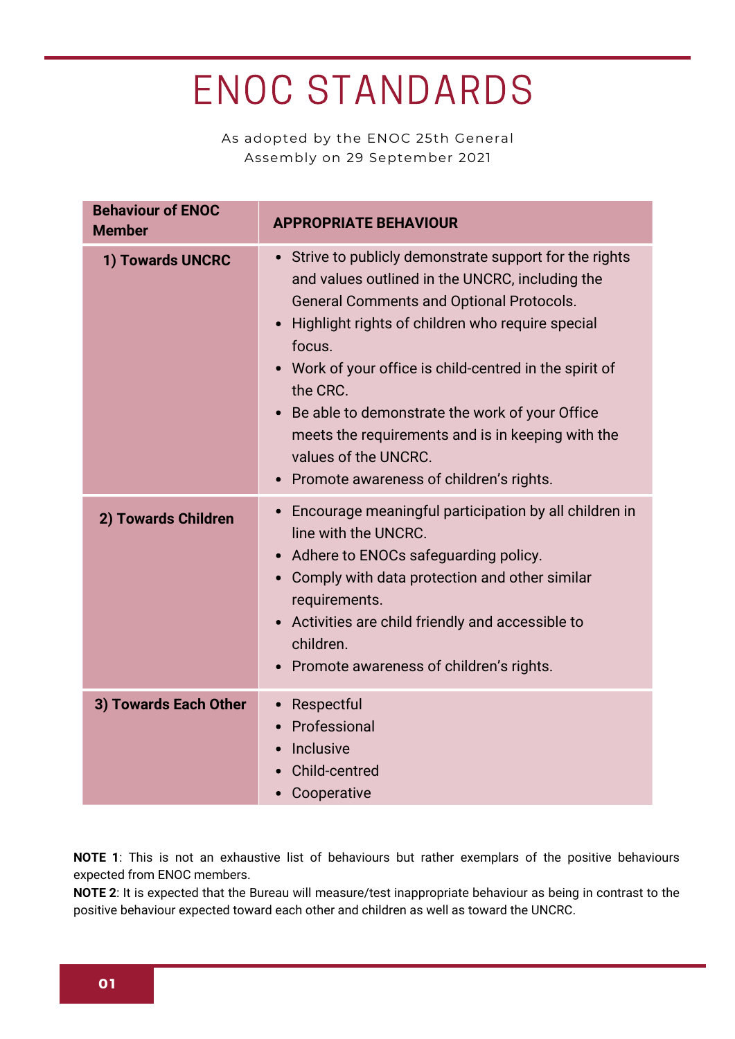# ENOC STANDARDS

As adopted by the ENOC 25th General Assembly on 29 September 2021

| Behaviour of ENOC Member | APPROPRIATE BEHAVIOUR |
|---|---|
| **1) Towards UNCRC** | • Strive to publicly demonstrate support for the rights and values outlined in the UNCRC, including the General Comments and Optional Protocols.<br>• Highlight rights of children who require special focus.<br>• Work of your office is child-centred in the spirit of the CRC.<br>• Be able to demonstrate the work of your Office meets the requirements and is in keeping with the values of the UNCRC.<br>• Promote awareness of children's rights. |
| **2) Towards Children** | • Encourage meaningful participation by all children in line with the UNCRC.<br>• Adhere to ENOCs safeguarding policy.<br>• Comply with data protection and other similar requirements.<br>• Activities are child friendly and accessible to children.<br>• Promote awareness of children's rights. |
| **3) Towards Each Other** | • Respectful<br>• Professional<br>• Inclusive<br>• Child-centred<br>• Cooperative |

**NOTE 1**: This is not an exhaustive list of behaviours but rather exemplars of the positive behaviours expected from ENOC members.

**NOTE 2**: It is expected that the Bureau will measure/test inappropriate behaviour as being in contrast to the positive behaviour expected toward each other and children as well as toward the UNCRC.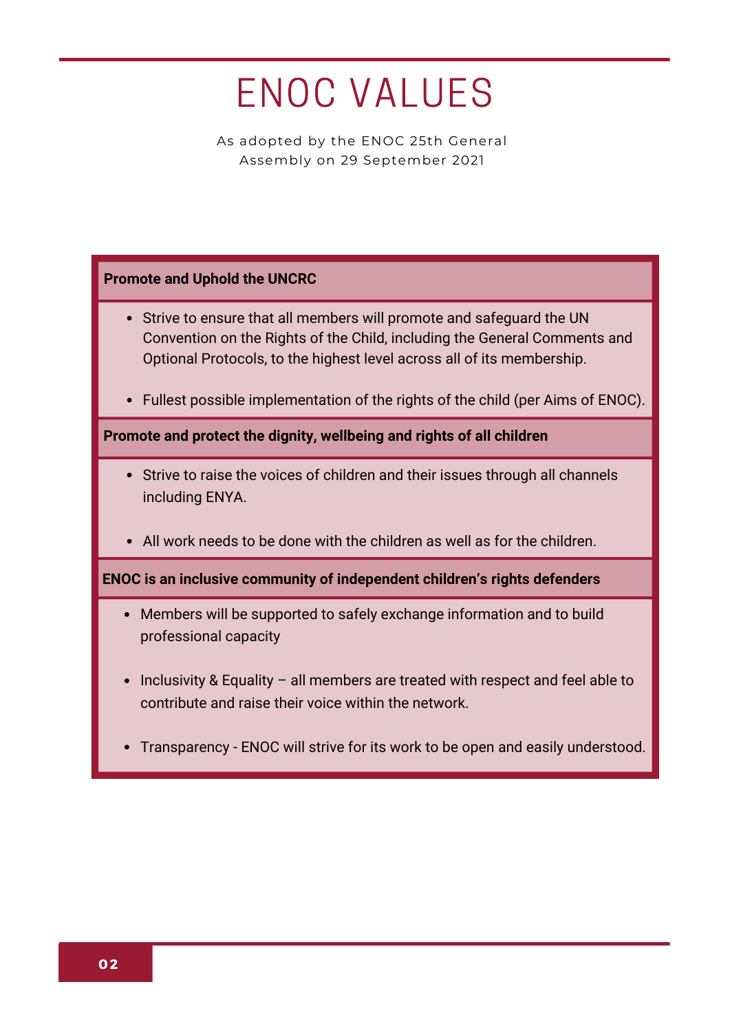# ENOC VALUES

As adopted by the ENOC 25th General Assembly on 29 September 2021

**Promote and Uphold the UNCRC**

- Strive to ensure that all members will promote and safeguard the UN Convention on the Rights of the Child, including the General Comments and Optional Protocols, to the highest level across all of its membership.
- Fullest possible implementation of the rights of the child (per Aims of ENOC).

**Promote and protect the dignity, wellbeing and rights of all children**

- Strive to raise the voices of children and their issues through all channels including ENYA.
- All work needs to be done with the children as well as for the children.

**ENOC is an inclusive community of independent children's rights defenders**

- Members will be supported to safely exchange information and to build professional capacity
- Inclusivity & Equality – all members are treated with respect and feel able to contribute and raise their voice within the network.
- Transparency - ENOC will strive for its work to be open and easily understood.